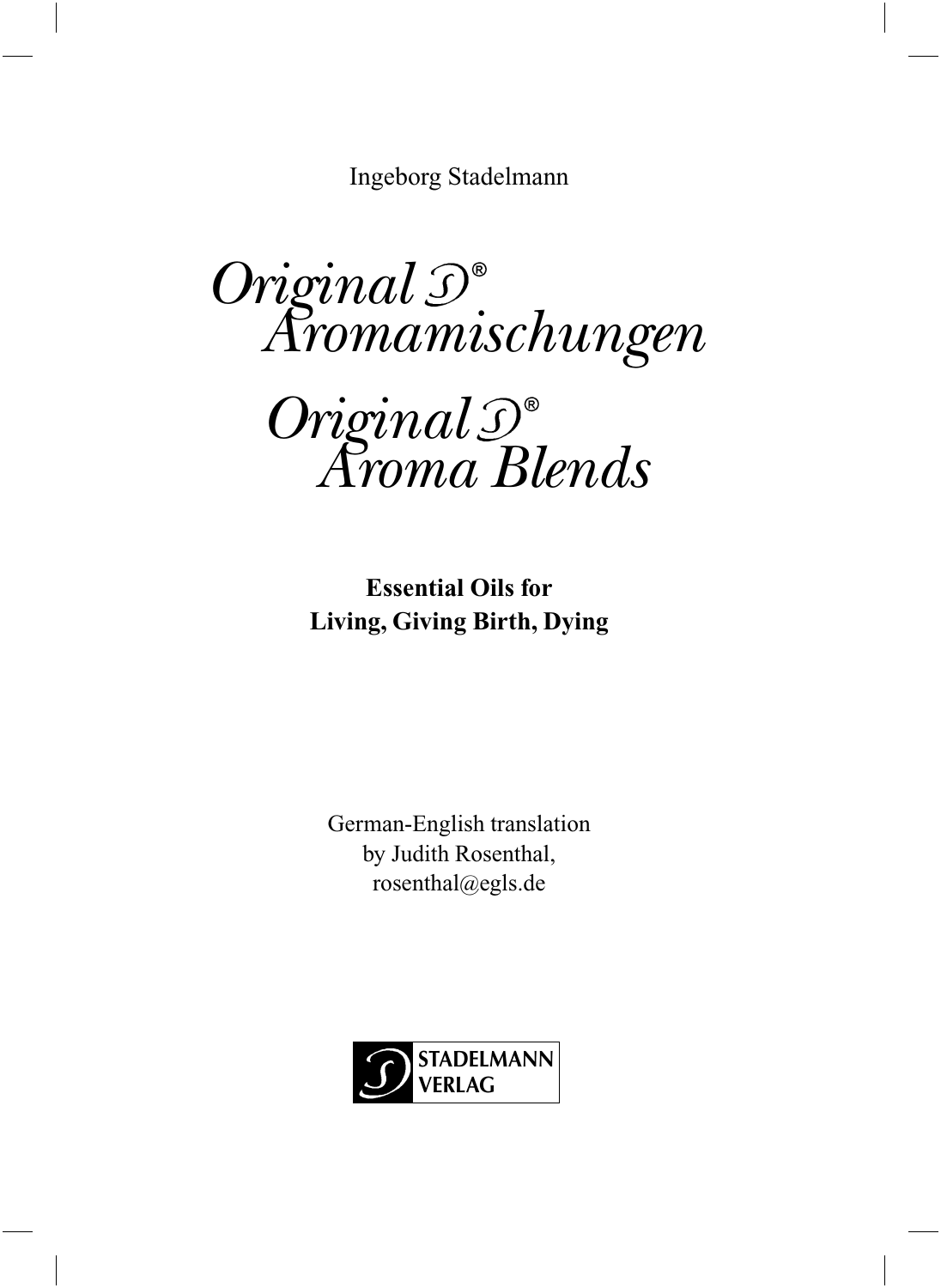Ingeborg Stadelmann

# *Original S® Aromamischungen*

# *Original S® Aroma Blends*

**Essential Oils for Living, Giving Birth, Dying**

German-English translation
by Judith Rosenthal,
rosenthal@egls.de

STADELMANN VERLAG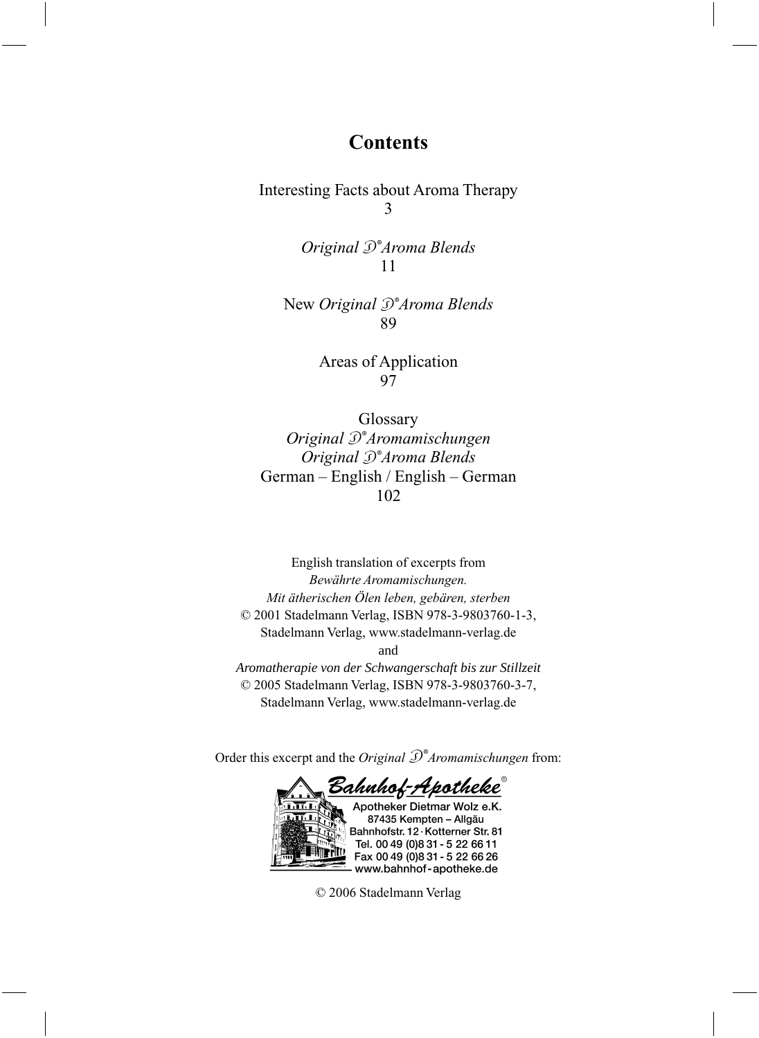# Contents

Interesting Facts about Aroma Therapy
3

*Original* ℐ®*Aroma Blends*
11

New *Original* ℐ®*Aroma Blends*
89

Areas of Application
97

Glossary
*Original* ℐ®*Aromamischungen*
*Original* ℐ®*Aroma Blends*
German – English / English – German
102

English translation of excerpts from
*Bewährte Aromamischungen.*
*Mit ätherischen Ölen leben, gebären, sterben*
© 2001 Stadelmann Verlag, ISBN 978-3-9803760-1-3,
Stadelmann Verlag, www.stadelmann-verlag.de
and
*Aromatherapie von der Schwangerschaft bis zur Stillzeit*
© 2005 Stadelmann Verlag, ISBN 978-3-9803760-3-7,
Stadelmann Verlag, www.stadelmann-verlag.de

Order this excerpt and the *Original* ℐ®*Aromamischungen* from:

*Bahnhof-Apotheke*®
Apotheker Dietmar Wolz e.K.
87435 Kempten – Allgäu
Bahnhofstr. 12 · Kotterner Str. 81
Tel. 00 49 (0)8 31 - 5 22 66 11
Fax 00 49 (0)8 31 - 5 22 66 26
www.bahnhof-apotheke.de

© 2006 Stadelmann Verlag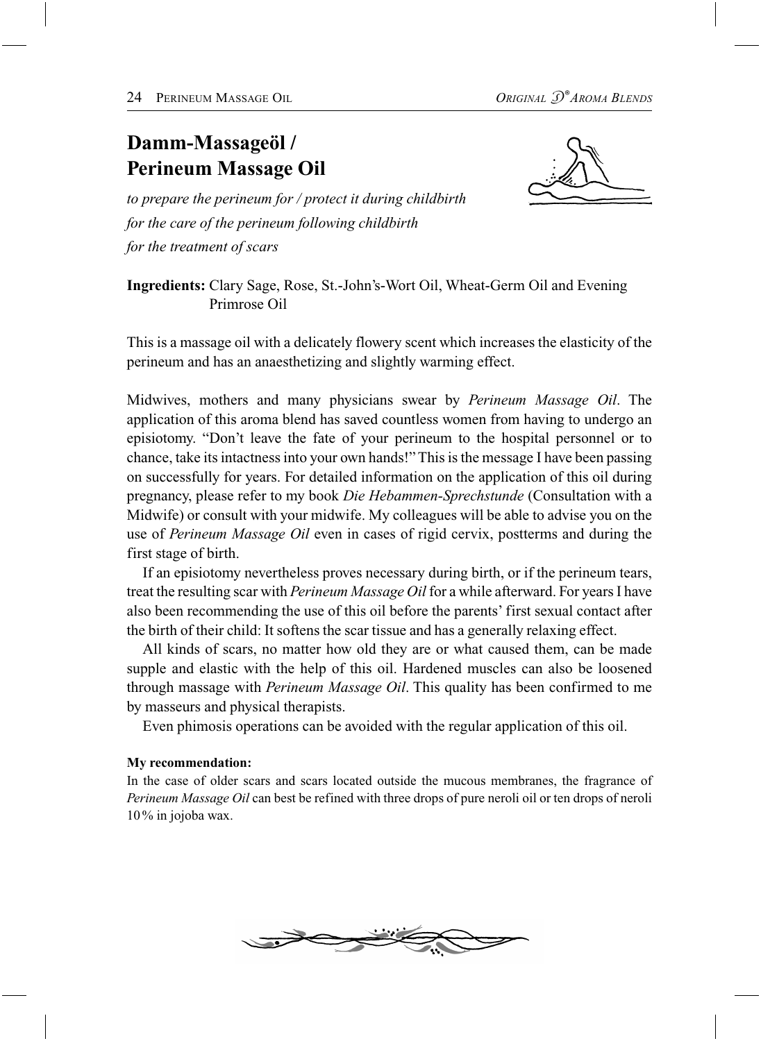# Damm-Massageöl / Perineum Massage Oil

*to prepare the perineum for / protect it during childbirth*
*for the care of the perineum following childbirth*
*for the treatment of scars*

**Ingredients:** Clary Sage, Rose, St.-John's-Wort Oil, Wheat-Germ Oil and Evening Primrose Oil

This is a massage oil with a delicately flowery scent which increases the elasticity of the perineum and has an anaesthetizing and slightly warming effect.

Midwives, mothers and many physicians swear by *Perineum Massage Oil*. The application of this aroma blend has saved countless women from having to undergo an episiotomy. "Don't leave the fate of your perineum to the hospital personnel or to chance, take its intactness into your own hands!" This is the message I have been passing on successfully for years. For detailed information on the application of this oil during pregnancy, please refer to my book *Die Hebammen-Sprechstunde* (Consultation with a Midwife) or consult with your midwife. My colleagues will be able to advise you on the use of *Perineum Massage Oil* even in cases of rigid cervix, postterms and during the first stage of birth.

If an episiotomy nevertheless proves necessary during birth, or if the perineum tears, treat the resulting scar with *Perineum Massage Oil* for a while afterward. For years I have also been recommending the use of this oil before the parents' first sexual contact after the birth of their child: It softens the scar tissue and has a generally relaxing effect.

All kinds of scars, no matter how old they are or what caused them, can be made supple and elastic with the help of this oil. Hardened muscles can also be loosened through massage with *Perineum Massage Oil*. This quality has been confirmed to me by masseurs and physical therapists.

Even phimosis operations can be avoided with the regular application of this oil.

**My recommendation:**
In the case of older scars and scars located outside the mucous membranes, the fragrance of *Perineum Massage Oil* can best be refined with three drops of pure neroli oil or ten drops of neroli 10 % in jojoba wax.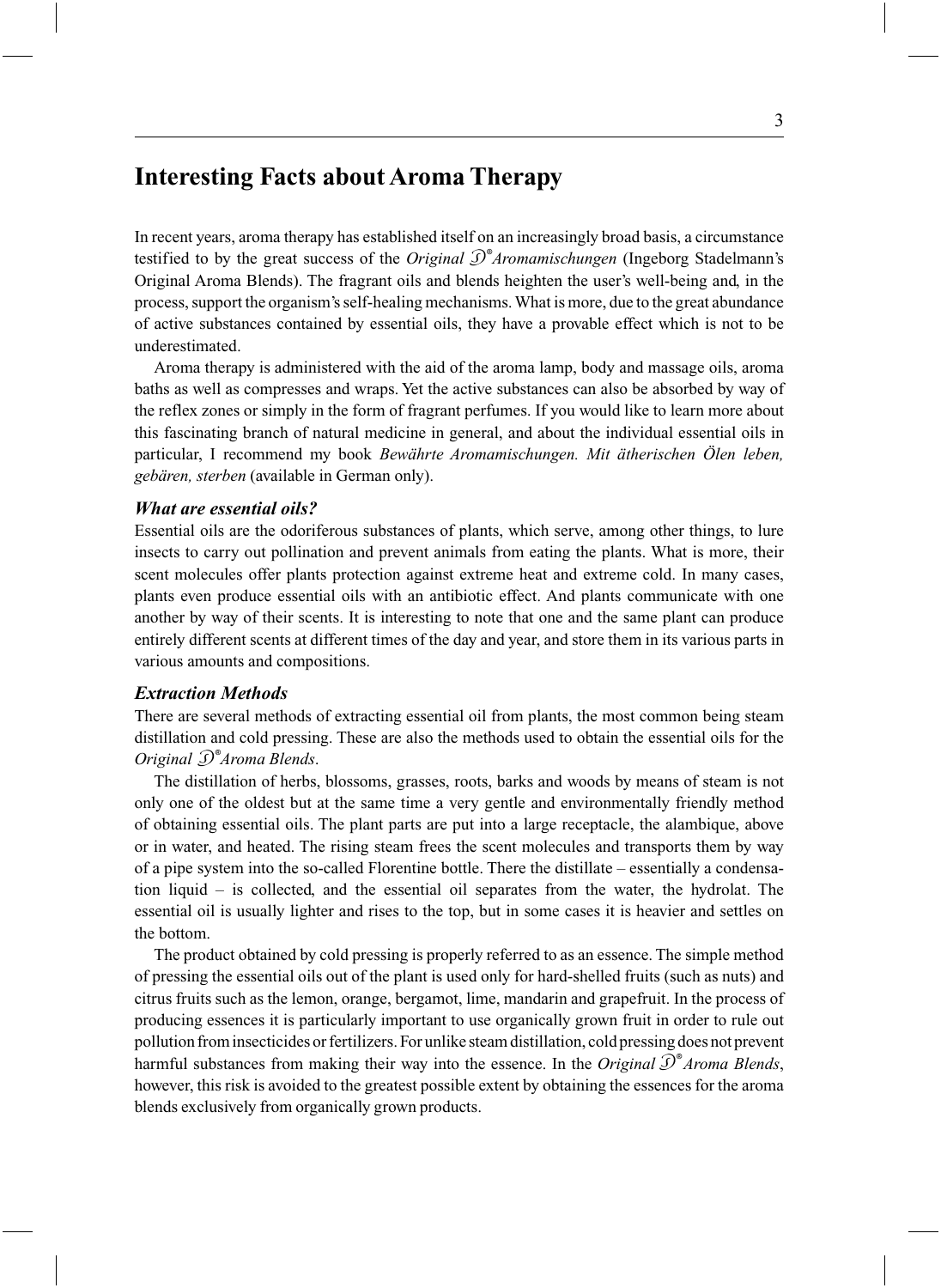# Interesting Facts about Aroma Therapy

In recent years, aroma therapy has established itself on an increasingly broad basis, a circumstance testified to by the great success of the *Original* 𝒟® *Aromamischungen* (Ingeborg Stadelmann's Original Aroma Blends). The fragrant oils and blends heighten the user's well-being and, in the process, support the organism's self-healing mechanisms. What is more, due to the great abundance of active substances contained by essential oils, they have a provable effect which is not to be underestimated.

Aroma therapy is administered with the aid of the aroma lamp, body and massage oils, aroma baths as well as compresses and wraps. Yet the active substances can also be absorbed by way of the reflex zones or simply in the form of fragrant perfumes. If you would like to learn more about this fascinating branch of natural medicine in general, and about the individual essential oils in particular, I recommend my book *Bewährte Aromamischungen. Mit ätherischen Ölen leben, gebären, sterben* (available in German only).

### *What are essential oils?*

Essential oils are the odoriferous substances of plants, which serve, among other things, to lure insects to carry out pollination and prevent animals from eating the plants. What is more, their scent molecules offer plants protection against extreme heat and extreme cold. In many cases, plants even produce essential oils with an antibiotic effect. And plants communicate with one another by way of their scents. It is interesting to note that one and the same plant can produce entirely different scents at different times of the day and year, and store them in its various parts in various amounts and compositions.

### *Extraction Methods*

There are several methods of extracting essential oil from plants, the most common being steam distillation and cold pressing. These are also the methods used to obtain the essential oils for the *Original* 𝒟® *Aroma Blends*.

The distillation of herbs, blossoms, grasses, roots, barks and woods by means of steam is not only one of the oldest but at the same time a very gentle and environmentally friendly method of obtaining essential oils. The plant parts are put into a large receptacle, the alambique, above or in water, and heated. The rising steam frees the scent molecules and transports them by way of a pipe system into the so-called Florentine bottle. There the distillate – essentially a condensation liquid – is collected, and the essential oil separates from the water, the hydrolat. The essential oil is usually lighter and rises to the top, but in some cases it is heavier and settles on the bottom.

The product obtained by cold pressing is properly referred to as an essence. The simple method of pressing the essential oils out of the plant is used only for hard-shelled fruits (such as nuts) and citrus fruits such as the lemon, orange, bergamot, lime, mandarin and grapefruit. In the process of producing essences it is particularly important to use organically grown fruit in order to rule out pollution from insecticides or fertilizers. For unlike steam distillation, cold pressing does not prevent harmful substances from making their way into the essence. In the *Original* 𝒟® *Aroma Blends*, however, this risk is avoided to the greatest possible extent by obtaining the essences for the aroma blends exclusively from organically grown products.